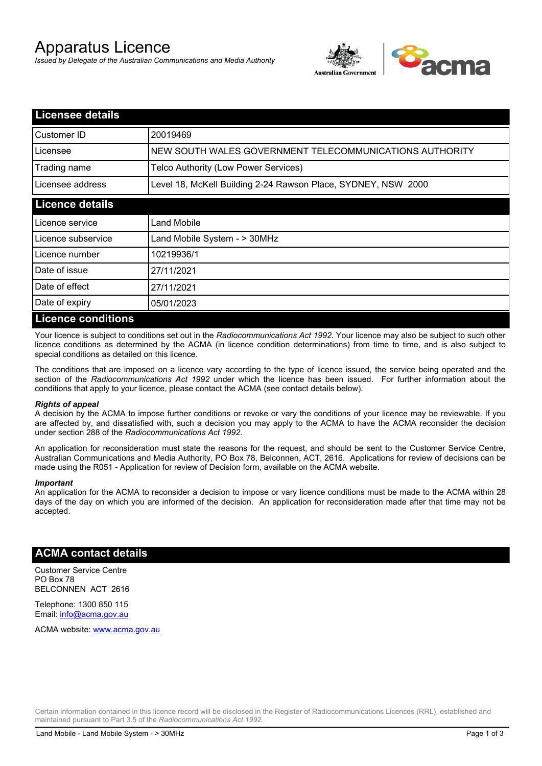# Apparatus Licence

*Issued by Delegate of the Australian Communications and Media Authority*

## Licensee details

| | |
|---|---|
| Customer ID | 20019469 |
| Licensee | NEW SOUTH WALES GOVERNMENT TELECOMMUNICATIONS AUTHORITY |
| Trading name | Telco Authority (Low Power Services) |
| Licensee address | Level 18, McKell Building 2-24 Rawson Place, SYDNEY, NSW 2000 |

## Licence details

| | |
|---|---|
| Licence service | Land Mobile |
| Licence subservice | Land Mobile System - > 30MHz |
| Licence number | 10219936/1 |
| Date of issue | 27/11/2021 |
| Date of effect | 27/11/2021 |
| Date of expiry | 05/01/2023 |

## Licence conditions

Your licence is subject to conditions set out in the *Radiocommunications Act 1992*. Your licence may also be subject to such other licence conditions as determined by the ACMA (in licence condition determinations) from time to time, and is also subject to special conditions as detailed on this licence.

The conditions that are imposed on a licence vary according to the type of licence issued, the service being operated and the section of the *Radiocommunications Act 1992* under which the licence has been issued. For further information about the conditions that apply to your licence, please contact the ACMA (see contact details below).

### *Rights of appeal*

A decision by the ACMA to impose further conditions or revoke or vary the conditions of your licence may be reviewable. If you are affected by, and dissatisfied with, such a decision you may apply to the ACMA to have the ACMA reconsider the decision under section 288 of the *Radiocommunications Act 1992*.

An application for reconsideration must state the reasons for the request, and should be sent to the Customer Service Centre, Australian Communications and Media Authority, PO Box 78, Belconnen, ACT, 2616. Applications for review of decisions can be made using the R051 - Application for review of Decision form, available on the ACMA website.

### *Important*

An application for the ACMA to reconsider a decision to impose or vary licence conditions must be made to the ACMA within 28 days of the day on which you are informed of the decision. An application for reconsideration made after that time may not be accepted.

## ACMA contact details

Customer Service Centre
PO Box 78
BELCONNEN ACT 2616

Telephone: 1300 850 115
Email: info@acma.gov.au

ACMA website: www.acma.gov.au

Certain information contained in this licence record will be disclosed in the Register of Radiocommunications Licences (RRL), established and maintained pursuant to Part 3.5 of the *Radiocommunications Act 1992.*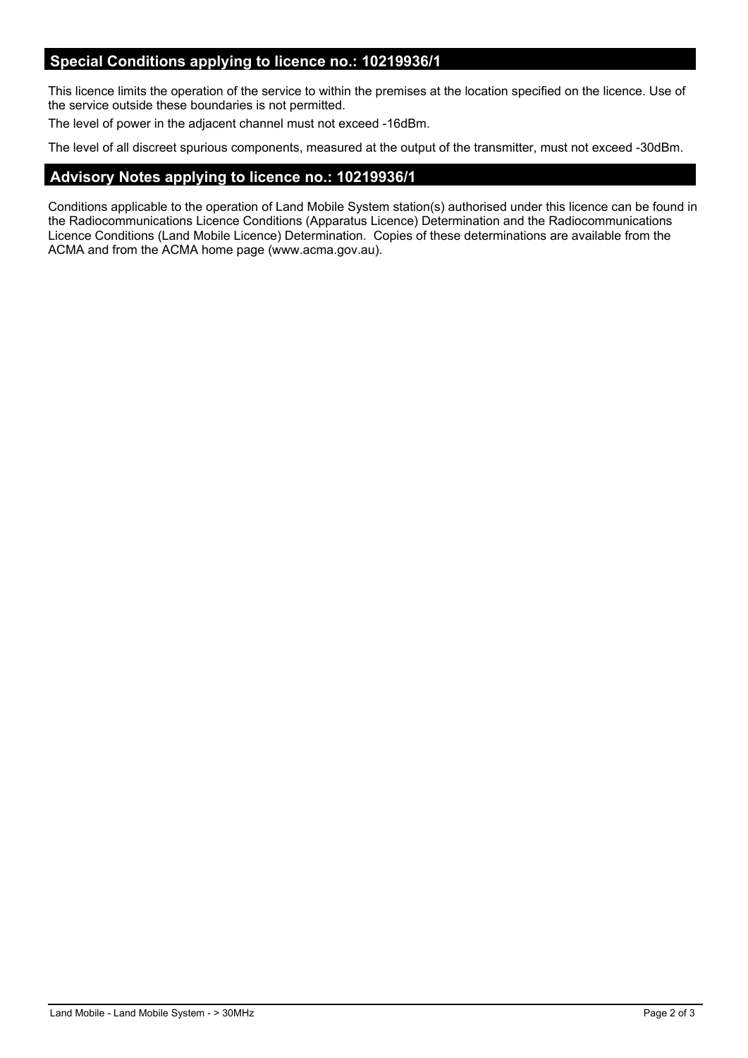## Special Conditions applying to licence no.: 10219936/1

This licence limits the operation of the service to within the premises at the location specified on the licence. Use of the service outside these boundaries is not permitted.

The level of power in the adjacent channel must not exceed -16dBm.

The level of all discreet spurious components, measured at the output of the transmitter, must not exceed -30dBm.

## Advisory Notes applying to licence no.: 10219936/1

Conditions applicable to the operation of Land Mobile System station(s) authorised under this licence can be found in the Radiocommunications Licence Conditions (Apparatus Licence) Determination and the Radiocommunications Licence Conditions (Land Mobile Licence) Determination. Copies of these determinations are available from the ACMA and from the ACMA home page (www.acma.gov.au).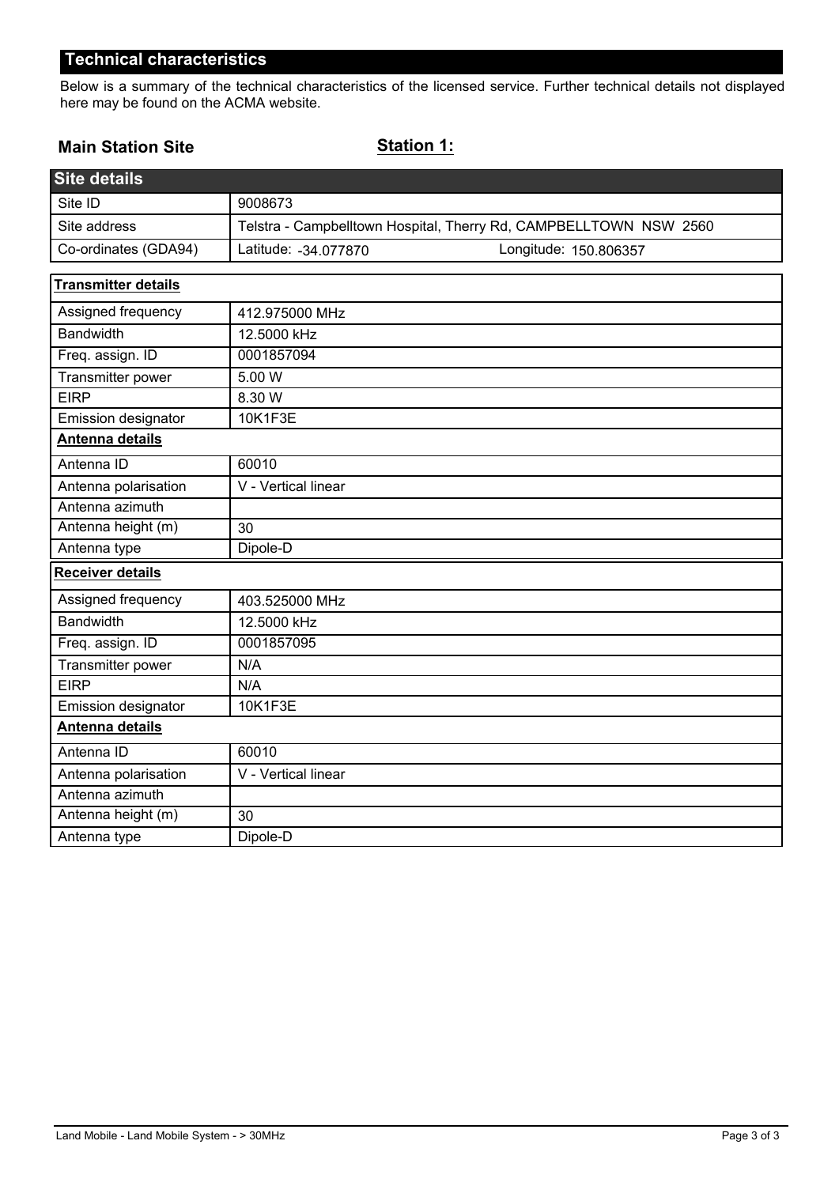## Technical characteristics

Below is a summary of the technical characteristics of the licensed service. Further technical details not displayed here may be found on the ACMA website.

**Main Station Site** **Station 1:**

| Site details | |
|---|---|
| Site ID | 9008673 |
| Site address | Telstra - Campbelltown Hospital, Therry Rd, CAMPBELLTOWN NSW 2560 |
| Co-ordinates (GDA94) | Latitude: -34.077870 Longitude: 150.806357 |

| **Transmitter details** | |
|---|---|
| Assigned frequency | 412.975000 MHz |
| Bandwidth | 12.5000 kHz |
| Freq. assign. ID | 0001857094 |
| Transmitter power | 5.00 W |
| EIRP | 8.30 W |
| Emission designator | 10K1F3E |
| **Antenna details** | |
| Antenna ID | 60010 |
| Antenna polarisation | V - Vertical linear |
| Antenna azimuth | |
| Antenna height (m) | 30 |
| Antenna type | Dipole-D |

| **Receiver details** | |
|---|---|
| Assigned frequency | 403.525000 MHz |
| Bandwidth | 12.5000 kHz |
| Freq. assign. ID | 0001857095 |
| Transmitter power | N/A |
| EIRP | N/A |
| Emission designator | 10K1F3E |
| **Antenna details** | |
| Antenna ID | 60010 |
| Antenna polarisation | V - Vertical linear |
| Antenna azimuth | |
| Antenna height (m) | 30 |
| Antenna type | Dipole-D |